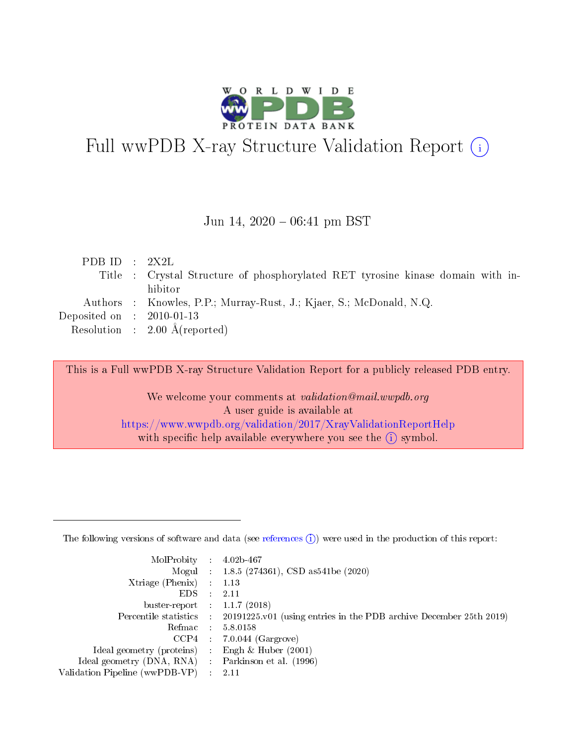# Full wwPDB X-ray Structure Validation Report

Jun 14, 2020 – 06:41 pm BST

| | | |
|---|---|---|
| PDB ID | : | 2X2L |
| Title | : | Crystal Structure of phosphorylated RET tyrosine kinase domain with inhibitor |
| Authors | : | Knowles, P.P.; Murray-Rust, J.; Kjaer, S.; McDonald, N.Q. |
| Deposited on | : | 2010-01-13 |
| Resolution | : | 2.00 Å(reported) |

This is a Full wwPDB X-ray Structure Validation Report for a publicly released PDB entry.

We welcome your comments at *validation@mail.wwpdb.org*
A user guide is available at
https://www.wwpdb.org/validation/2017/XrayValidationReportHelp
with specific help available everywhere you see the (i) symbol.

---

The following versions of software and data (see references (i)) were used in the production of this report:

| | | |
|---|---|---|
| MolProbity | : | 4.02b-467 |
| Mogul | : | 1.8.5 (274361), CSD as541be (2020) |
| Xtriage (Phenix) | : | 1.13 |
| EDS | : | 2.11 |
| buster-report | : | 1.1.7 (2018) |
| Percentile statistics | : | 20191225.v01 (using entries in the PDB archive December 25th 2019) |
| Refmac | : | 5.8.0158 |
| CCP4 | : | 7.0.044 (Gargrove) |
| Ideal geometry (proteins) | : | Engh & Huber (2001) |
| Ideal geometry (DNA, RNA) | : | Parkinson et al. (1996) |
| Validation Pipeline (wwPDB-VP) | : | 2.11 |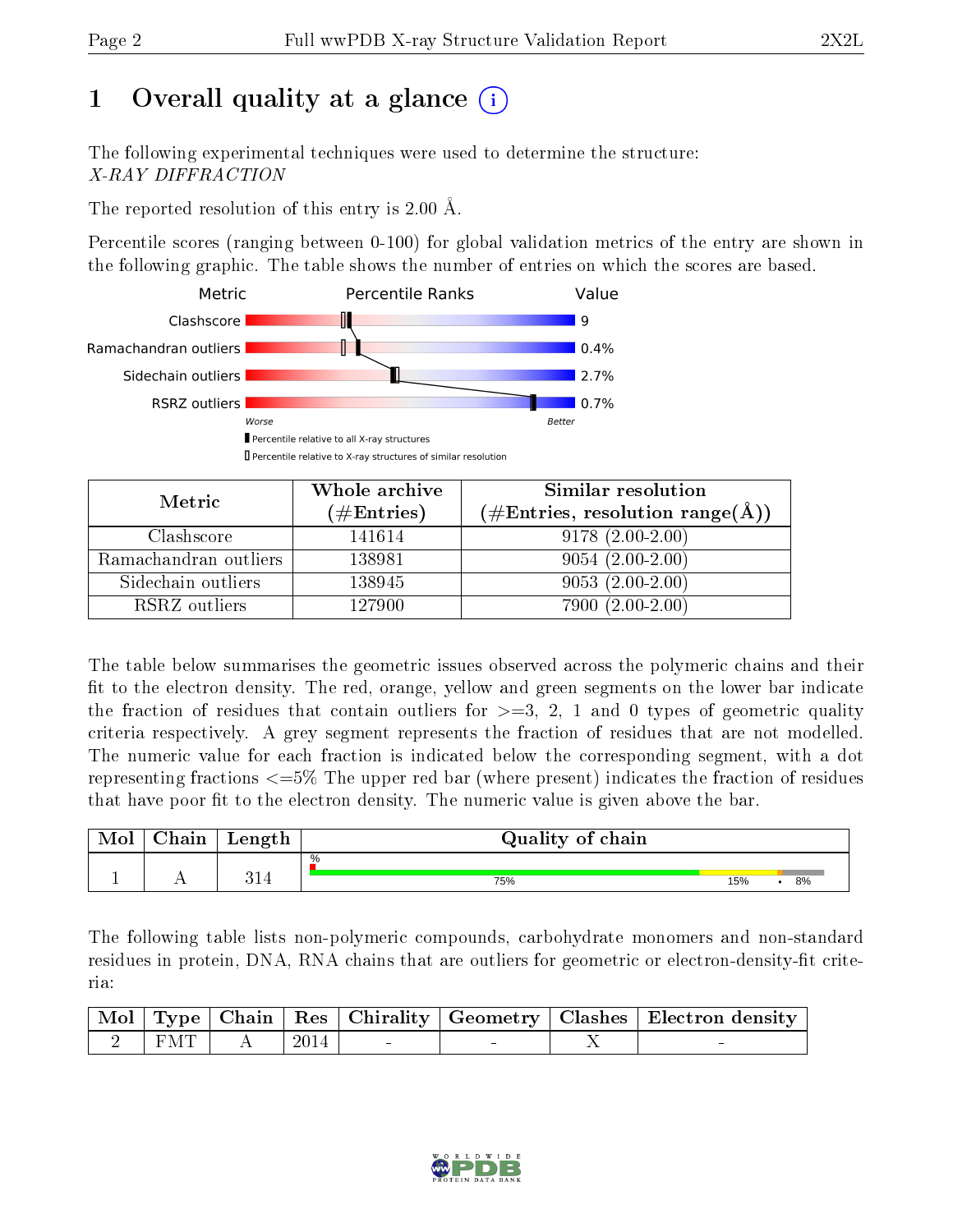# 1 Overall quality at a glance (i)

The following experimental techniques were used to determine the structure:
*X-RAY DIFFRACTION*

The reported resolution of this entry is 2.00 Å.

Percentile scores (ranging between 0-100) for global validation metrics of the entry are shown in the following graphic. The table shows the number of entries on which the scores are based.

| Metric | Percentile Ranks | Value |
|---|---|---|
| Clashscore | | 9 |
| Ramachandran outliers | | 0.4% |
| Sidechain outliers | | 2.7% |
| RSRZ outliers | | 0.7% |

Worse — Better

▮ Percentile relative to all X-ray structures
▯ Percentile relative to X-ray structures of similar resolution

| Metric | Whole archive (#Entries) | Similar resolution (#Entries, resolution range(Å)) |
|---|---|---|
| Clashscore | 141614 | 9178 (2.00-2.00) |
| Ramachandran outliers | 138981 | 9054 (2.00-2.00) |
| Sidechain outliers | 138945 | 9053 (2.00-2.00) |
| RSRZ outliers | 127900 | 7900 (2.00-2.00) |

The table below summarises the geometric issues observed across the polymeric chains and their fit to the electron density. The red, orange, yellow and green segments on the lower bar indicate the fraction of residues that contain outliers for >=3, 2, 1 and 0 types of geometric quality criteria respectively. A grey segment represents the fraction of residues that are not modelled. The numeric value for each fraction is indicated below the corresponding segment, with a dot representing fractions <=5% The upper red bar (where present) indicates the fraction of residues that have poor fit to the electron density. The numeric value is given above the bar.

| Mol | Chain | Length | Quality of chain |
|---|---|---|---|
| 1 | A | 314 | % <br> 75% 15% • 8% |

The following table lists non-polymeric compounds, carbohydrate monomers and non-standard residues in protein, DNA, RNA chains that are outliers for geometric or electron-density-fit criteria:

| Mol | Type | Chain | Res | Chirality | Geometry | Clashes | Electron density |
|---|---|---|---|---|---|---|---|
| 2 | FMT | A | 2014 | - | - | X | - |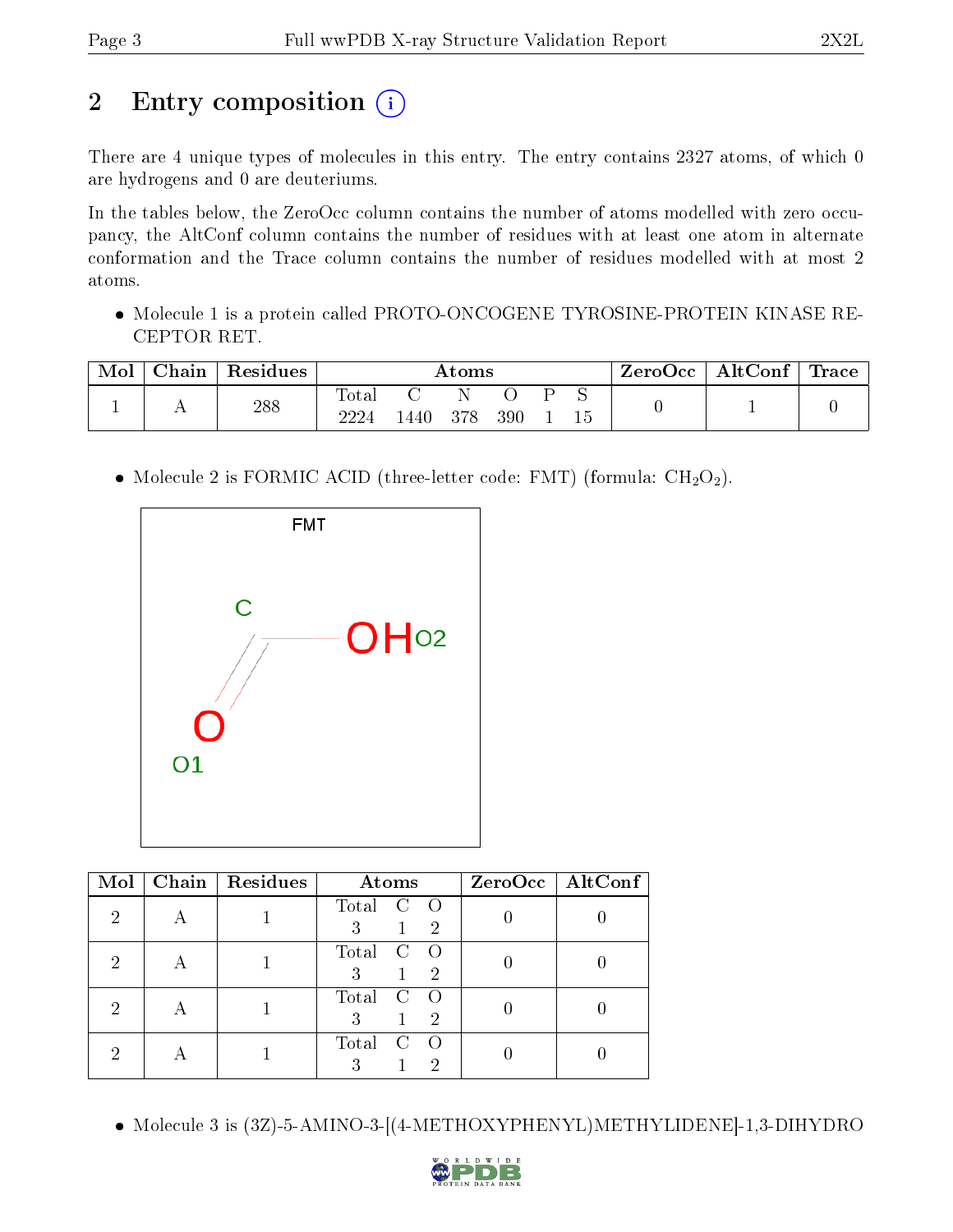# 2 Entry composition

There are 4 unique types of molecules in this entry. The entry contains 2327 atoms, of which 0 are hydrogens and 0 are deuteriums.

In the tables below, the ZeroOcc column contains the number of atoms modelled with zero occupancy, the AltConf column contains the number of residues with at least one atom in alternate conformation and the Trace column contains the number of residues modelled with at most 2 atoms.

- Molecule 1 is a protein called PROTO-ONCOGENE TYROSINE-PROTEIN KINASE RECEPTOR RET.

| Mol | Chain | Residues | Atoms | | | | | | ZeroOcc | AltConf | Trace |
|---|---|---|---|---|---|---|---|---|---|---|---|
| | | | Total | C | N | O | P | S | | | |
| 1 | A | 288 | 2224 | 1440 | 378 | 390 | 1 | 15 | 0 | 1 | 0 |

- Molecule 2 is FORMIC ACID (three-letter code: FMT) (formula: $CH_2O_2$).

| Mol | Chain | Residues | Atoms | | | ZeroOcc | AltConf |
|---|---|---|---|---|---|---|---|
| | | | Total | C | O | | |
| 2 | A | 1 | 3 | 1 | 2 | 0 | 0 |
| 2 | A | 1 | 3 | 1 | 2 | 0 | 0 |
| 2 | A | 1 | 3 | 1 | 2 | 0 | 0 |
| 2 | A | 1 | 3 | 1 | 2 | 0 | 0 |

- Molecule 3 is (3Z)-5-AMINO-3-[(4-METHOXYPHENYL)METHYLIDENE]-1,3-DIHYDRO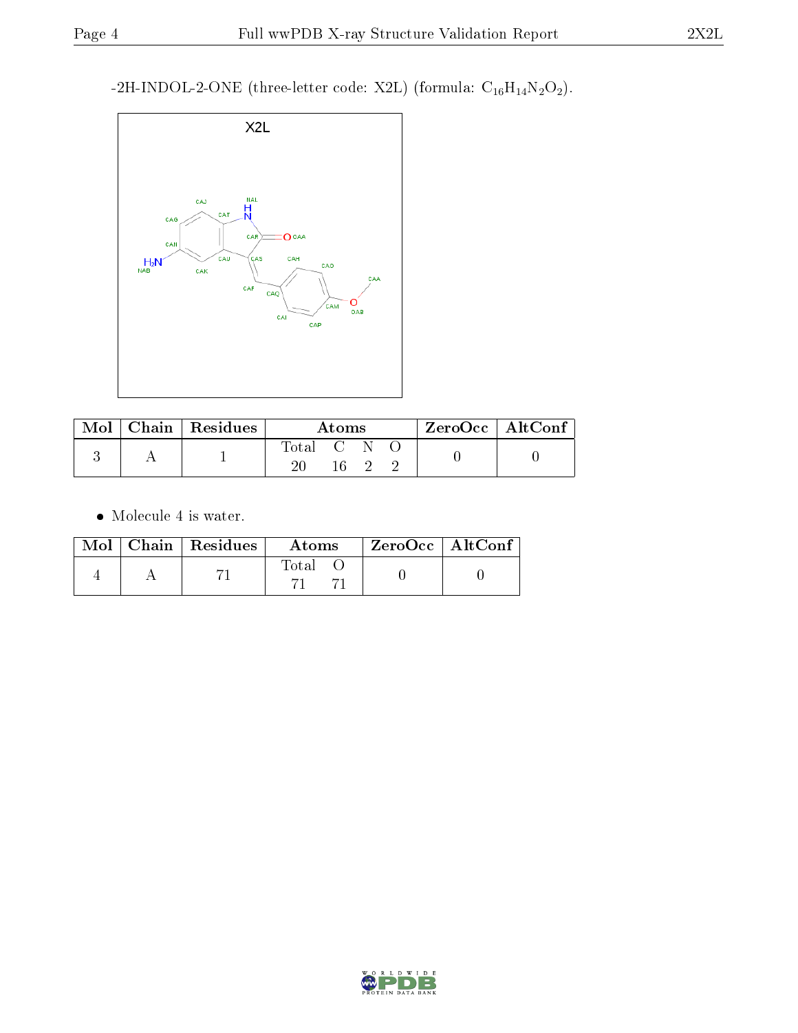-2H-INDOL-2-ONE (three-letter code: X2L) (formula: $C_{16}H_{14}N_2O_2$).

| Mol | Chain | Residues | Atoms | | | | ZeroOcc | AltConf |
|---|---|---|---|---|---|---|---|---|
| | | | Total | C | N | O | | |
| 3 | A | 1 | 20 | 16 | 2 | 2 | 0 | 0 |

- Molecule 4 is water.

| Mol | Chain | Residues | Atoms | | ZeroOcc | AltConf |
|---|---|---|---|---|---|---|
| | | | Total | O | | |
| 4 | A | 71 | 71 | 71 | 0 | 0 |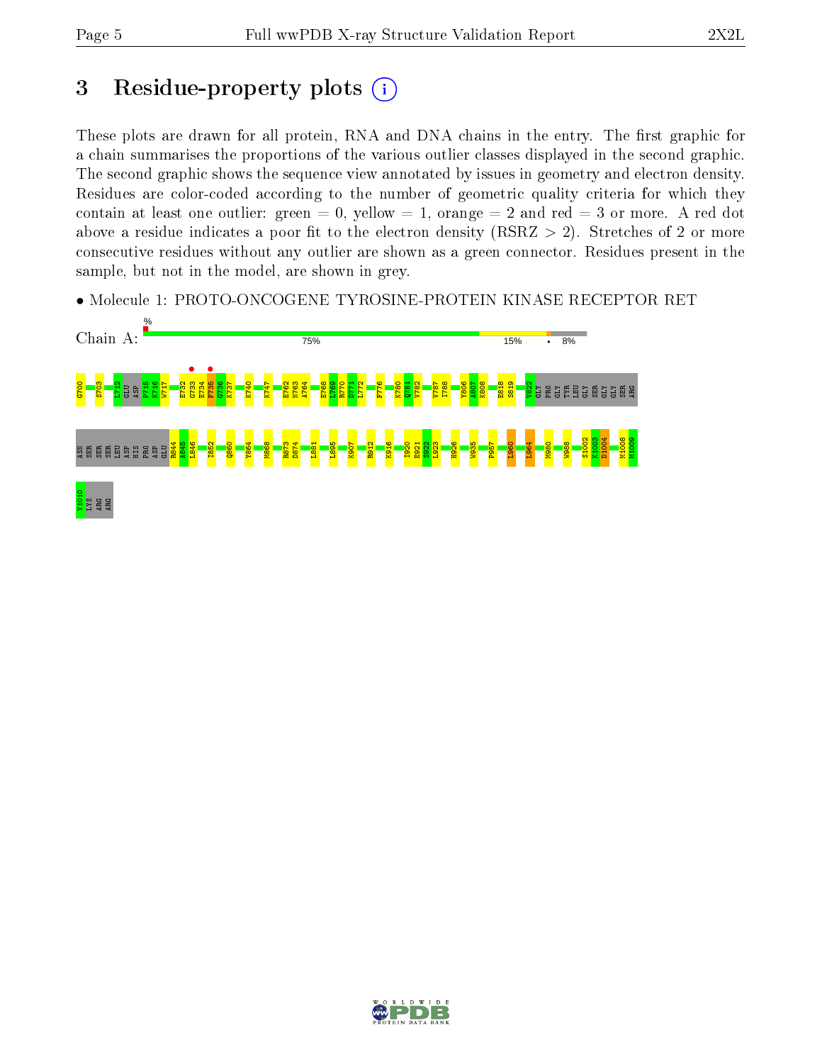# 3 Residue-property plots

These plots are drawn for all protein, RNA and DNA chains in the entry. The first graphic for a chain summarises the proportions of the various outlier classes displayed in the second graphic. The second graphic shows the sequence view annotated by issues in geometry and electron density. Residues are color-coded according to the number of geometric quality criteria for which they contain at least one outlier: green = 0, yellow = 1, orange = 2 and red = 3 or more. A red dot above a residue indicates a poor fit to the electron density (RSRZ > 2). Stretches of 2 or more consecutive residues without any outlier are shown as a green connector. Residues present in the sample, but not in the model, are shown in grey.

- Molecule 1: PROTO-ONCOGENE TYROSINE-PROTEIN KINASE RECEPTOR RET

Chain A: % 75% 15% • 8%

G700 S703 L712 GLU ASP P715 K716 W717 E732 G733 E734 F735 G736 K737 K740 K747 E762 N763 A764 E768 L769 R770 D771 L772 F776 K780 Q781 V782 V787 I788 Y806 A807 K808 E818 S819 V822 GLY PRO GLY TYR LEU GLY SER GLY GLY SER ARG

ASN SER SER SER LEU ASP HIS PRO ASP GLU R844 A845 L846 I852 Q860 Y864 M868 R873 D874 L881 L895 K907 R912 K916 I920 E921 S922 L923 H926 W935 P957 L960 L964 M980 W988 S1002 K1003 D1004 M1008 M1009

V1010 LYS ARG ARG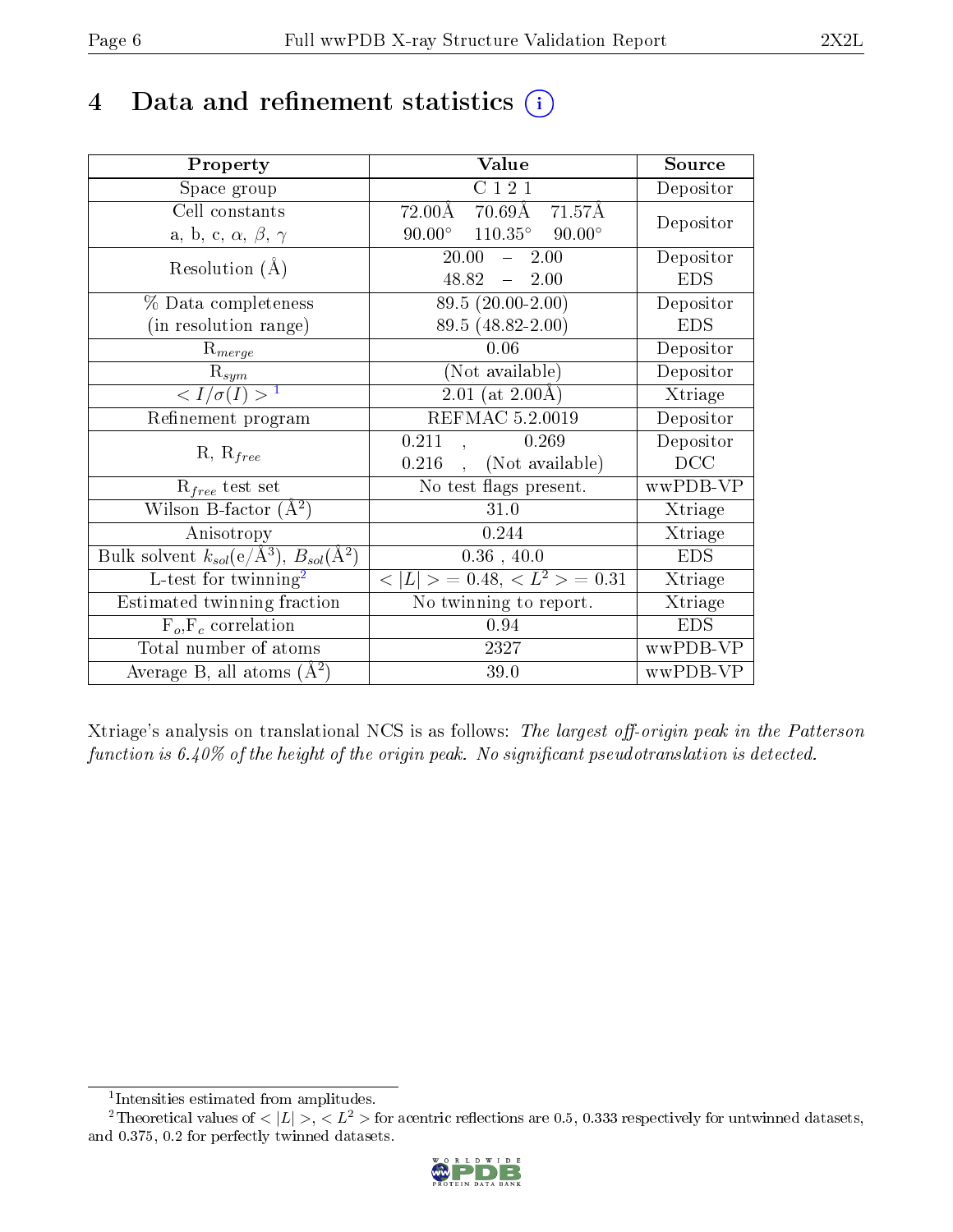# 4 Data and refinement statistics ⓘ

| Property | Value | Source |
|---|---|---|
| Space group | C 1 2 1 | Depositor |
| Cell constants<br>a, b, c, $\alpha$, $\beta$, $\gamma$ | 72.00Å 70.69Å 71.57Å<br>90.00° 110.35° 90.00° | Depositor |
| Resolution (Å) | 20.00 – 2.00<br>48.82 – 2.00 | Depositor<br>EDS |
| % Data completeness<br>(in resolution range) | 89.5 (20.00-2.00)<br>89.5 (48.82-2.00) | Depositor<br>EDS |
| $R_{merge}$ | 0.06 | Depositor |
| $R_{sym}$ | (Not available) | Depositor |
| $< I/\sigma(I) >$ [1] | 2.01 (at 2.00Å) | Xtriage |
| Refinement program | REFMAC 5.2.0019 | Depositor |
| R, $R_{free}$ | 0.211 , 0.269<br>0.216 , (Not available) | Depositor<br>DCC |
| $R_{free}$ test set | No test flags present. | wwPDB-VP |
| Wilson B-factor (Å$^2$) | 31.0 | Xtriage |
| Anisotropy | 0.244 | Xtriage |
| Bulk solvent $k_{sol}$(e/Å$^3$), $B_{sol}$(Å$^2$) | 0.36 , 40.0 | EDS |
| L-test for twinning[2] | $< \|L\| >$ = 0.48, $< L^2 >$ = 0.31 | Xtriage |
| Estimated twinning fraction | No twinning to report. | Xtriage |
| $F_o$,$F_c$ correlation | 0.94 | EDS |
| Total number of atoms | 2327 | wwPDB-VP |
| Average B, all atoms (Å$^2$) | 39.0 | wwPDB-VP |

Xtriage's analysis on translational NCS is as follows: *The largest off-origin peak in the Patterson function is 6.40% of the height of the origin peak. No significant pseudotranslation is detected.*

[1] Intensities estimated from amplitudes.

[2] Theoretical values of $< |L| >$, $< L^2 >$ for acentric reflections are 0.5, 0.333 respectively for untwinned datasets, and 0.375, 0.2 for perfectly twinned datasets.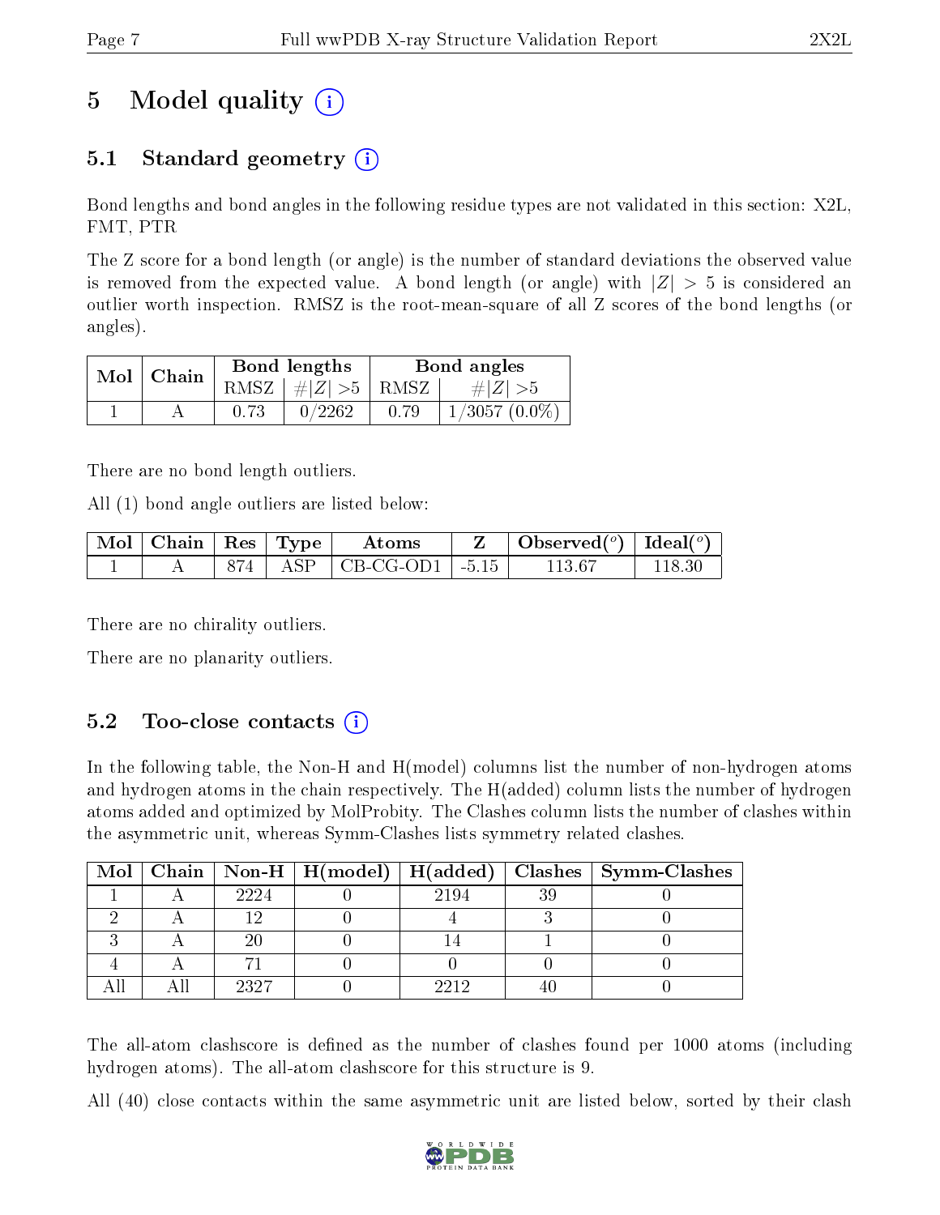# 5 Model quality (i)

## 5.1 Standard geometry (i)

Bond lengths and bond angles in the following residue types are not validated in this section: X2L, FMT, PTR

The Z score for a bond length (or angle) is the number of standard deviations the observed value is removed from the expected value. A bond length (or angle) with $|Z| > 5$ is considered an outlier worth inspection. RMSZ is the root-mean-square of all Z scores of the bond lengths (or angles).

| Mol | Chain | Bond lengths | | Bond angles | |
|---|---|---|---|---|---|
| | | RMSZ | $\#|Z|>5$ | RMSZ | $\#|Z|>5$ |
| 1 | A | 0.73 | 0/2262 | 0.79 | 1/3057 (0.0%) |

There are no bond length outliers.

All (1) bond angle outliers are listed below:

| Mol | Chain | Res | Type | Atoms | Z | Observed(°) | Ideal(°) |
|---|---|---|---|---|---|---|---|
| 1 | A | 874 | ASP | CB-CG-OD1 | -5.15 | 113.67 | 118.30 |

There are no chirality outliers.

There are no planarity outliers.

## 5.2 Too-close contacts (i)

In the following table, the Non-H and H(model) columns list the number of non-hydrogen atoms and hydrogen atoms in the chain respectively. The H(added) column lists the number of hydrogen atoms added and optimized by MolProbity. The Clashes column lists the number of clashes within the asymmetric unit, whereas Symm-Clashes lists symmetry related clashes.

| Mol | Chain | Non-H | H(model) | H(added) | Clashes | Symm-Clashes |
|---|---|---|---|---|---|---|
| 1 | A | 2224 | 0 | 2194 | 39 | 0 |
| 2 | A | 12 | 0 | 4 | 3 | 0 |
| 3 | A | 20 | 0 | 14 | 1 | 0 |
| 4 | A | 71 | 0 | 0 | 0 | 0 |
| All | All | 2327 | 0 | 2212 | 40 | 0 |

The all-atom clashscore is defined as the number of clashes found per 1000 atoms (including hydrogen atoms). The all-atom clashscore for this structure is 9.

All (40) close contacts within the same asymmetric unit are listed below, sorted by their clash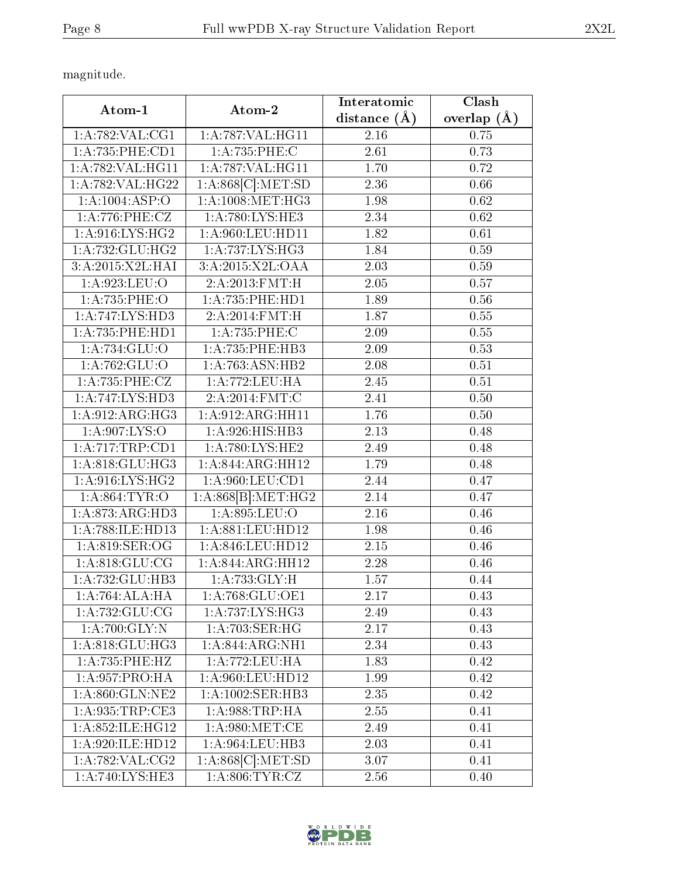magnitude.

| Atom-1 | Atom-2 | Interatomic distance (Å) | Clash overlap (Å) |
|---|---|---|---|
| 1:A:782:VAL:CG1 | 1:A:787:VAL:HG11 | 2.16 | 0.75 |
| 1:A:735:PHE:CD1 | 1:A:735:PHE:C | 2.61 | 0.73 |
| 1:A:782:VAL:HG11 | 1:A:787:VAL:HG11 | 1.70 | 0.72 |
| 1:A:782:VAL:HG22 | 1:A:868[C]:MET:SD | 2.36 | 0.66 |
| 1:A:1004:ASP:O | 1:A:1008:MET:HG3 | 1.98 | 0.62 |
| 1:A:776:PHE:CZ | 1:A:780:LYS:HE3 | 2.34 | 0.62 |
| 1:A:916:LYS:HG2 | 1:A:960:LEU:HD11 | 1.82 | 0.61 |
| 1:A:732:GLU:HG2 | 1:A:737:LYS:HG3 | 1.84 | 0.59 |
| 3:A:2015:X2L:HAI | 3:A:2015:X2L:OAA | 2.03 | 0.59 |
| 1:A:923:LEU:O | 2:A:2013:FMT:H | 2.05 | 0.57 |
| 1:A:735:PHE:O | 1:A:735:PHE:HD1 | 1.89 | 0.56 |
| 1:A:747:LYS:HD3 | 2:A:2014:FMT:H | 1.87 | 0.55 |
| 1:A:735:PHE:HD1 | 1:A:735:PHE:C | 2.09 | 0.55 |
| 1:A:734:GLU:O | 1:A:735:PHE:HB3 | 2.09 | 0.53 |
| 1:A:762:GLU:O | 1:A:763:ASN:HB2 | 2.08 | 0.51 |
| 1:A:735:PHE:CZ | 1:A:772:LEU:HA | 2.45 | 0.51 |
| 1:A:747:LYS:HD3 | 2:A:2014:FMT:C | 2.41 | 0.50 |
| 1:A:912:ARG:HG3 | 1:A:912:ARG:HH11 | 1.76 | 0.50 |
| 1:A:907:LYS:O | 1:A:926:HIS:HB3 | 2.13 | 0.48 |
| 1:A:717:TRP:CD1 | 1:A:780:LYS:HE2 | 2.49 | 0.48 |
| 1:A:818:GLU:HG3 | 1:A:844:ARG:HH12 | 1.79 | 0.48 |
| 1:A:916:LYS:HG2 | 1:A:960:LEU:CD1 | 2.44 | 0.47 |
| 1:A:864:TYR:O | 1:A:868[B]:MET:HG2 | 2.14 | 0.47 |
| 1:A:873:ARG:HD3 | 1:A:895:LEU:O | 2.16 | 0.46 |
| 1:A:788:ILE:HD13 | 1:A:881:LEU:HD12 | 1.98 | 0.46 |
| 1:A:819:SER:OG | 1:A:846:LEU:HD12 | 2.15 | 0.46 |
| 1:A:818:GLU:CG | 1:A:844:ARG:HH12 | 2.28 | 0.46 |
| 1:A:732:GLU:HB3 | 1:A:733:GLY:H | 1.57 | 0.44 |
| 1:A:764:ALA:HA | 1:A:768:GLU:OE1 | 2.17 | 0.43 |
| 1:A:732:GLU:CG | 1:A:737:LYS:HG3 | 2.49 | 0.43 |
| 1:A:700:GLY:N | 1:A:703:SER:HG | 2.17 | 0.43 |
| 1:A:818:GLU:HG3 | 1:A:844:ARG:NH1 | 2.34 | 0.43 |
| 1:A:735:PHE:HZ | 1:A:772:LEU:HA | 1.83 | 0.42 |
| 1:A:957:PRO:HA | 1:A:960:LEU:HD12 | 1.99 | 0.42 |
| 1:A:860:GLN:NE2 | 1:A:1002:SER:HB3 | 2.35 | 0.42 |
| 1:A:935:TRP:CE3 | 1:A:988:TRP:HA | 2.55 | 0.41 |
| 1:A:852:ILE:HG12 | 1:A:980:MET:CE | 2.49 | 0.41 |
| 1:A:920:ILE:HD12 | 1:A:964:LEU:HB3 | 2.03 | 0.41 |
| 1:A:782:VAL:CG2 | 1:A:868[C]:MET:SD | 3.07 | 0.41 |
| 1:A:740:LYS:HE3 | 1:A:806:TYR:CZ | 2.56 | 0.40 |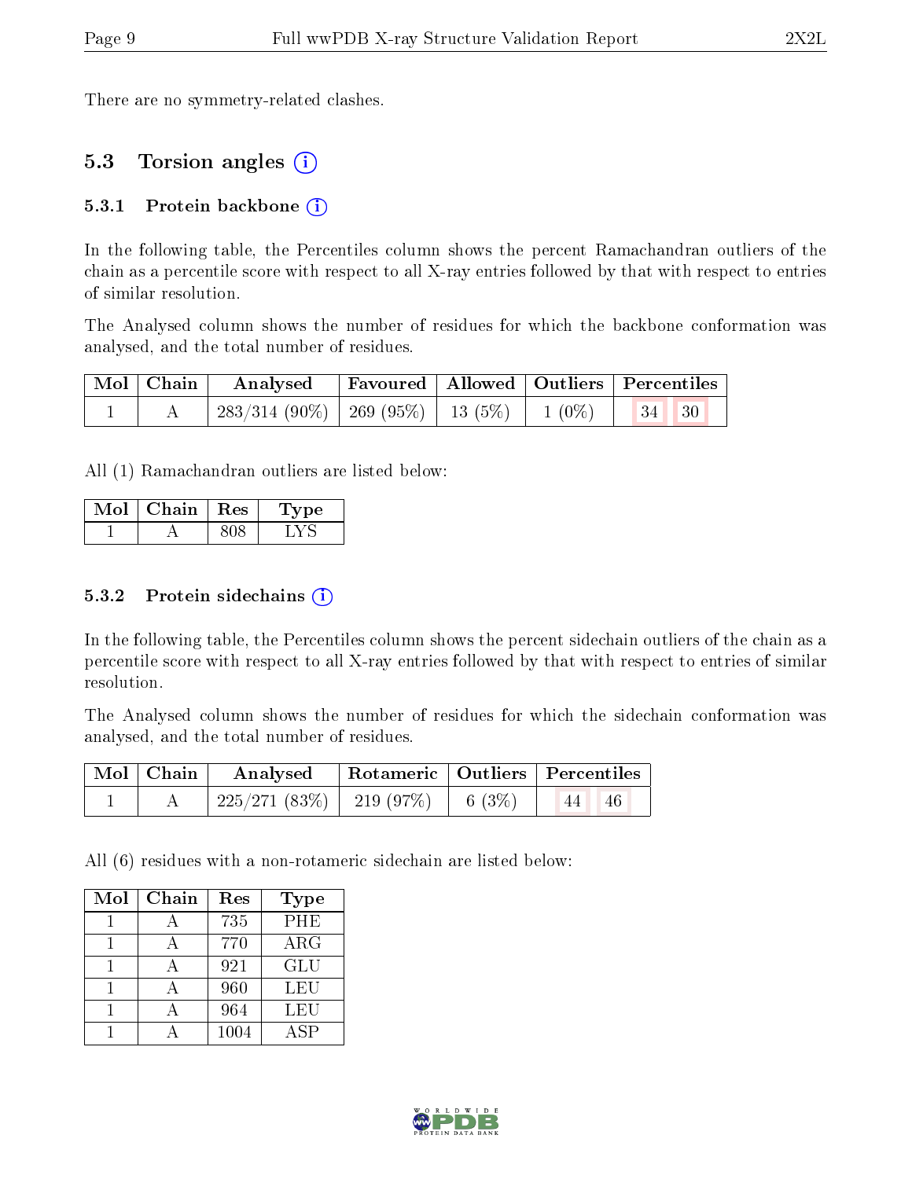There are no symmetry-related clashes.

## 5.3 Torsion angles

### 5.3.1 Protein backbone

In the following table, the Percentiles column shows the percent Ramachandran outliers of the chain as a percentile score with respect to all X-ray entries followed by that with respect to entries of similar resolution.

The Analysed column shows the number of residues for which the backbone conformation was analysed, and the total number of residues.

| Mol | Chain | Analysed | Favoured | Allowed | Outliers | Percentiles | |
|---|---|---|---|---|---|---|---|
| 1 | A | 283/314 (90%) | 269 (95%) | 13 (5%) | 1 (0%) | 34 | 30 |

All (1) Ramachandran outliers are listed below:

| Mol | Chain | Res | Type |
|---|---|---|---|
| 1 | A | 808 | LYS |

### 5.3.2 Protein sidechains

In the following table, the Percentiles column shows the percent sidechain outliers of the chain as a percentile score with respect to all X-ray entries followed by that with respect to entries of similar resolution.

The Analysed column shows the number of residues for which the sidechain conformation was analysed, and the total number of residues.

| Mol | Chain | Analysed | Rotameric | Outliers | Percentiles | |
|---|---|---|---|---|---|---|
| 1 | A | 225/271 (83%) | 219 (97%) | 6 (3%) | 44 | 46 |

All (6) residues with a non-rotameric sidechain are listed below:

| Mol | Chain | Res | Type |
|---|---|---|---|
| 1 | A | 735 | PHE |
| 1 | A | 770 | ARG |
| 1 | A | 921 | GLU |
| 1 | A | 960 | LEU |
| 1 | A | 964 | LEU |
| 1 | A | 1004 | ASP |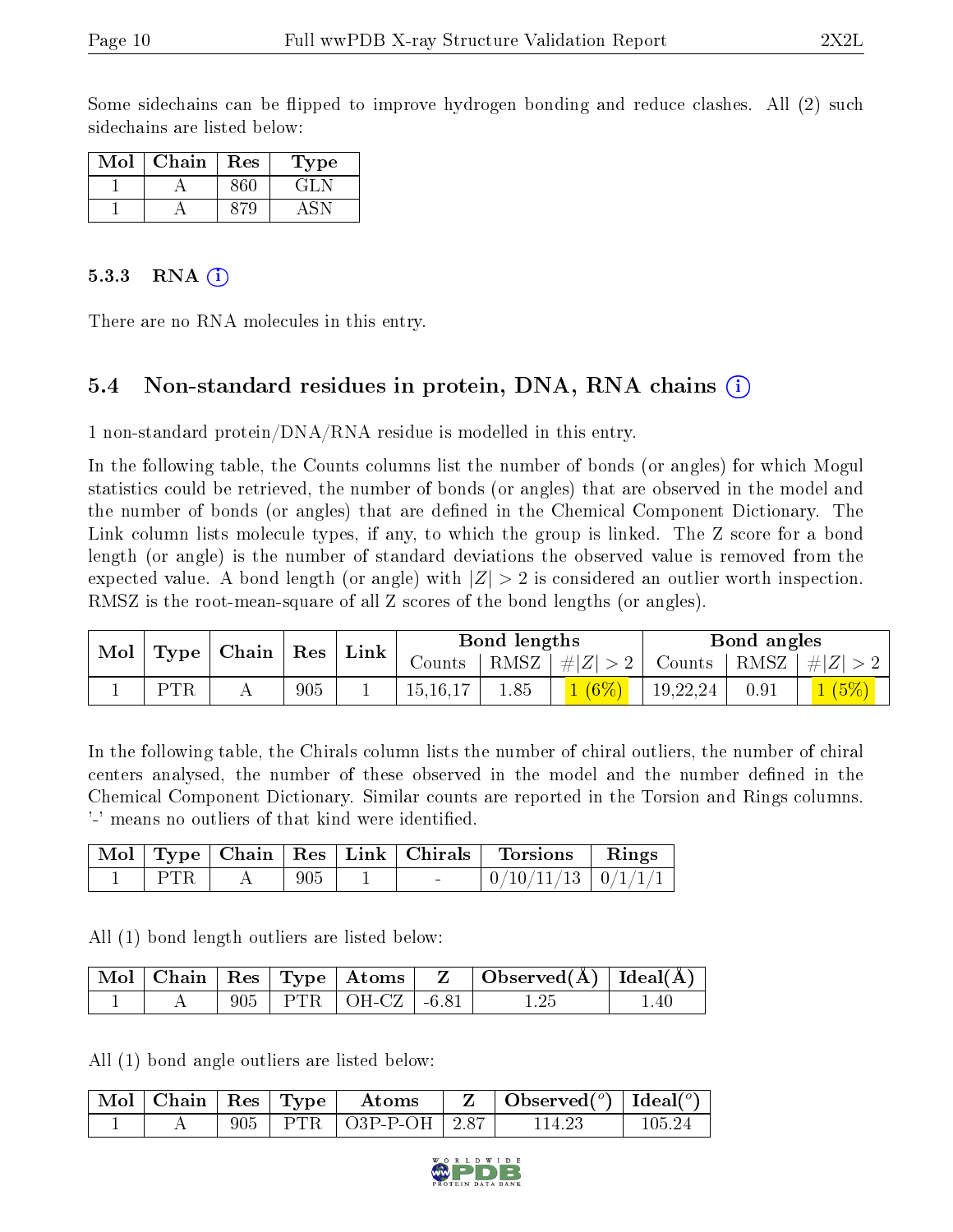Some sidechains can be flipped to improve hydrogen bonding and reduce clashes. All (2) such sidechains are listed below:

| Mol | Chain | Res | Type |
|---|---|---|---|
| 1 | A | 860 | GLN |
| 1 | A | 879 | ASN |

### 5.3.3 RNA (i)

There are no RNA molecules in this entry.

## 5.4 Non-standard residues in protein, DNA, RNA chains (i)

1 non-standard protein/DNA/RNA residue is modelled in this entry.

In the following table, the Counts columns list the number of bonds (or angles) for which Mogul statistics could be retrieved, the number of bonds (or angles) that are observed in the model and the number of bonds (or angles) that are defined in the Chemical Component Dictionary. The Link column lists molecule types, if any, to which the group is linked. The Z score for a bond length (or angle) is the number of standard deviations the observed value is removed from the expected value. A bond length (or angle) with $|Z| > 2$ is considered an outlier worth inspection. RMSZ is the root-mean-square of all Z scores of the bond lengths (or angles).

| Mol | Type | Chain | Res | Link | Bond lengths | | | Bond angles | | |
|---|---|---|---|---|---|---|---|---|---|---|
| | | | | | Counts | RMSZ | $\#\|Z\| > 2$ | Counts | RMSZ | $\#\|Z\| > 2$ |
| 1 | PTR | A | 905 | 1 | 15,16,17 | 1.85 | 1 (6%) | 19,22,24 | 0.91 | 1 (5%) |

In the following table, the Chirals column lists the number of chiral outliers, the number of chiral centers analysed, the number of these observed in the model and the number defined in the Chemical Component Dictionary. Similar counts are reported in the Torsion and Rings columns. '-' means no outliers of that kind were identified.

| Mol | Type | Chain | Res | Link | Chirals | Torsions | Rings |
|---|---|---|---|---|---|---|---|
| 1 | PTR | A | 905 | 1 | - | 0/10/11/13 | 0/1/1/1 |

All (1) bond length outliers are listed below:

| Mol | Chain | Res | Type | Atoms | Z | Observed(Å) | Ideal(Å) |
|---|---|---|---|---|---|---|---|
| 1 | A | 905 | PTR | OH-CZ | -6.81 | 1.25 | 1.40 |

All (1) bond angle outliers are listed below:

| Mol | Chain | Res | Type | Atoms | Z | Observed($^o$) | Ideal($^o$) |
|---|---|---|---|---|---|---|---|
| 1 | A | 905 | PTR | O3P-P-OH | 2.87 | 114.23 | 105.24 |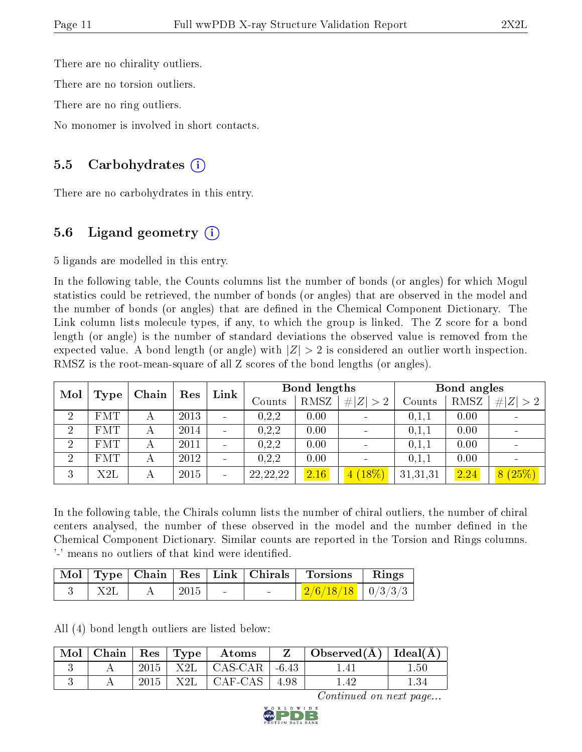There are no chirality outliers.

There are no torsion outliers.

There are no ring outliers.

No monomer is involved in short contacts.

## 5.5 Carbohydrates (i)

There are no carbohydrates in this entry.

## 5.6 Ligand geometry (i)

5 ligands are modelled in this entry.

In the following table, the Counts columns list the number of bonds (or angles) for which Mogul statistics could be retrieved, the number of bonds (or angles) that are observed in the model and the number of bonds (or angles) that are defined in the Chemical Component Dictionary. The Link column lists molecule types, if any, to which the group is linked. The Z score for a bond length (or angle) is the number of standard deviations the observed value is removed from the expected value. A bond length (or angle) with $|Z| > 2$ is considered an outlier worth inspection. RMSZ is the root-mean-square of all Z scores of the bond lengths (or angles).

| Mol | Type | Chain | Res | Link | Bond lengths | | | Bond angles | | |
|---|---|---|---|---|---|---|---|---|---|---|
| | | | | | Counts | RMSZ | $\#\|Z\| > 2$ | Counts | RMSZ | $\#\|Z\| > 2$ |
| 2 | FMT | A | 2013 | - | 0,2,2 | 0.00 | - | 0,1,1 | 0.00 | - |
| 2 | FMT | A | 2014 | - | 0,2,2 | 0.00 | - | 0,1,1 | 0.00 | - |
| 2 | FMT | A | 2011 | - | 0,2,2 | 0.00 | - | 0,1,1 | 0.00 | - |
| 2 | FMT | A | 2012 | - | 0,2,2 | 0.00 | - | 0,1,1 | 0.00 | - |
| 3 | X2L | A | 2015 | - | 22,22,22 | 2.16 | 4 (18%) | 31,31,31 | 2.24 | 8 (25%) |

In the following table, the Chirals column lists the number of chiral outliers, the number of chiral centers analysed, the number of these observed in the model and the number defined in the Chemical Component Dictionary. Similar counts are reported in the Torsion and Rings columns. '-' means no outliers of that kind were identified.

| Mol | Type | Chain | Res | Link | Chirals | Torsions | Rings |
|---|---|---|---|---|---|---|---|
| 3 | X2L | A | 2015 | - | - | 2/6/18/18 | 0/3/3/3 |

All (4) bond length outliers are listed below:

| Mol | Chain | Res | Type | Atoms | Z | Observed(Å) | Ideal(Å) |
|---|---|---|---|---|---|---|---|
| 3 | A | 2015 | X2L | CAS-CAR | -6.43 | 1.41 | 1.50 |
| 3 | A | 2015 | X2L | CAF-CAS | 4.98 | 1.42 | 1.34 |

*Continued on next page...*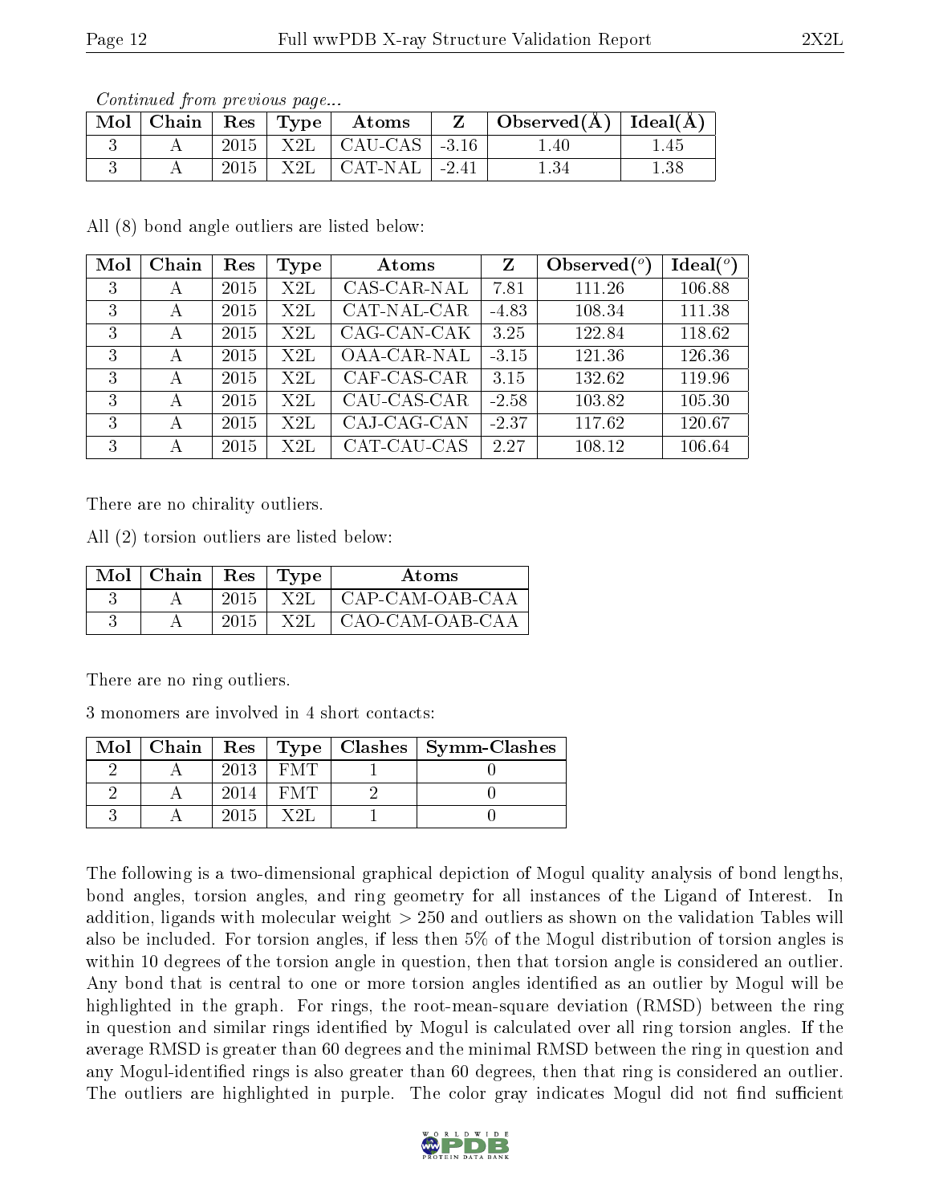*Continued from previous page...*

| Mol | Chain | Res | Type | Atoms | Z | Observed(Å) | Ideal(Å) |
|---|---|---|---|---|---|---|---|
| 3 | A | 2015 | X2L | CAU-CAS | -3.16 | 1.40 | 1.45 |
| 3 | A | 2015 | X2L | CAT-NAL | -2.41 | 1.34 | 1.38 |

All (8) bond angle outliers are listed below:

| Mol | Chain | Res | Type | Atoms | Z | Observed($^o$) | Ideal($^o$) |
|---|---|---|---|---|---|---|---|
| 3 | A | 2015 | X2L | CAS-CAR-NAL | 7.81 | 111.26 | 106.88 |
| 3 | A | 2015 | X2L | CAT-NAL-CAR | -4.83 | 108.34 | 111.38 |
| 3 | A | 2015 | X2L | CAG-CAN-CAK | 3.25 | 122.84 | 118.62 |
| 3 | A | 2015 | X2L | OAA-CAR-NAL | -3.15 | 121.36 | 126.36 |
| 3 | A | 2015 | X2L | CAF-CAS-CAR | 3.15 | 132.62 | 119.96 |
| 3 | A | 2015 | X2L | CAU-CAS-CAR | -2.58 | 103.82 | 105.30 |
| 3 | A | 2015 | X2L | CAJ-CAG-CAN | -2.37 | 117.62 | 120.67 |
| 3 | A | 2015 | X2L | CAT-CAU-CAS | 2.27 | 108.12 | 106.64 |

There are no chirality outliers.

All (2) torsion outliers are listed below:

| Mol | Chain | Res | Type | Atoms |
|---|---|---|---|---|
| 3 | A | 2015 | X2L | CAP-CAM-OAB-CAA |
| 3 | A | 2015 | X2L | CAO-CAM-OAB-CAA |

There are no ring outliers.

3 monomers are involved in 4 short contacts:

| Mol | Chain | Res | Type | Clashes | Symm-Clashes |
|---|---|---|---|---|---|
| 2 | A | 2013 | FMT | 1 | 0 |
| 2 | A | 2014 | FMT | 2 | 0 |
| 3 | A | 2015 | X2L | 1 | 0 |

The following is a two-dimensional graphical depiction of Mogul quality analysis of bond lengths, bond angles, torsion angles, and ring geometry for all instances of the Ligand of Interest. In addition, ligands with molecular weight > 250 and outliers as shown on the validation Tables will also be included. For torsion angles, if less then 5% of the Mogul distribution of torsion angles is within 10 degrees of the torsion angle in question, then that torsion angle is considered an outlier. Any bond that is central to one or more torsion angles identified as an outlier by Mogul will be highlighted in the graph. For rings, the root-mean-square deviation (RMSD) between the ring in question and similar rings identified by Mogul is calculated over all ring torsion angles. If the average RMSD is greater than 60 degrees and the minimal RMSD between the ring in question and any Mogul-identified rings is also greater than 60 degrees, then that ring is considered an outlier. The outliers are highlighted in purple. The color gray indicates Mogul did not find sufficient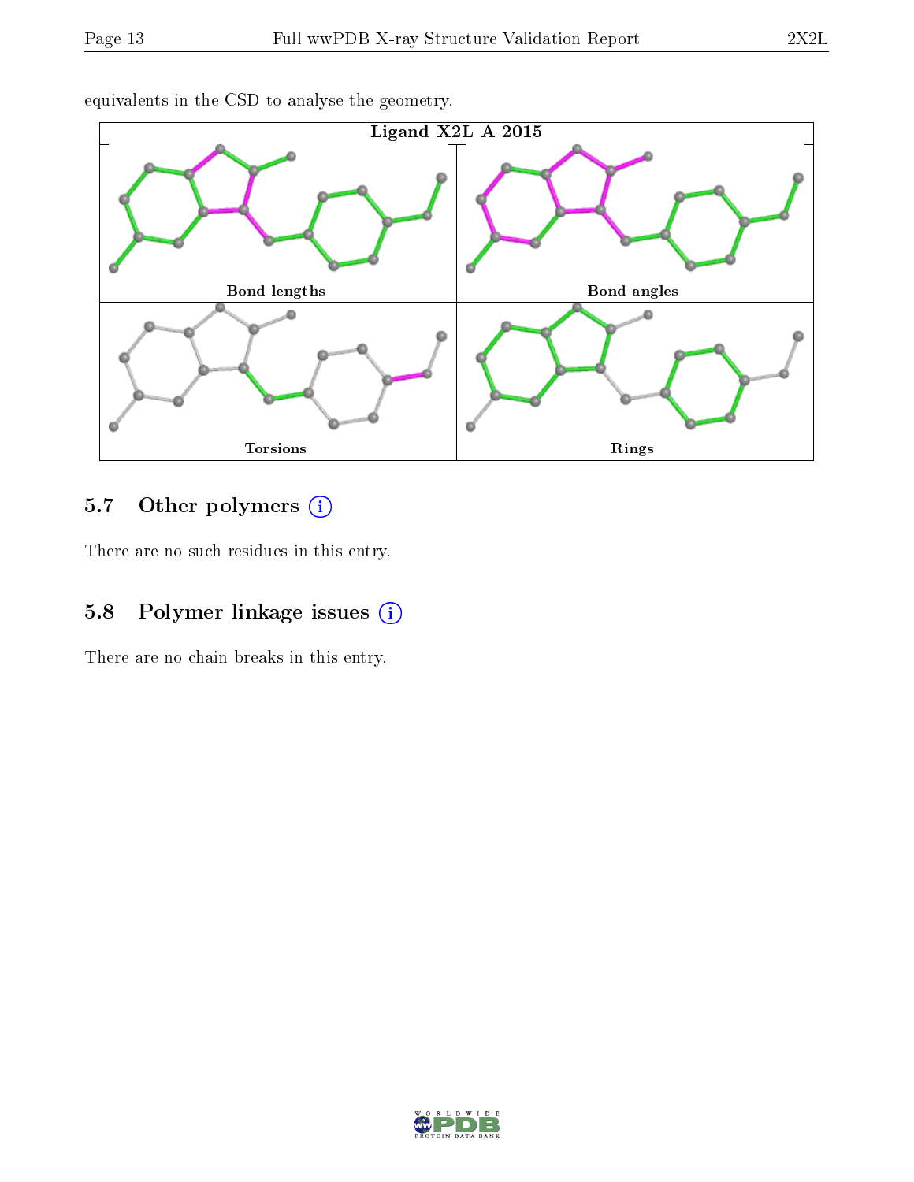equivalents in the CSD to analyse the geometry.

Ligand X2L A 2015

Bond lengths | Bond angles

Torsions | Rings

## 5.7 Other polymers

There are no such residues in this entry.

## 5.8 Polymer linkage issues

There are no chain breaks in this entry.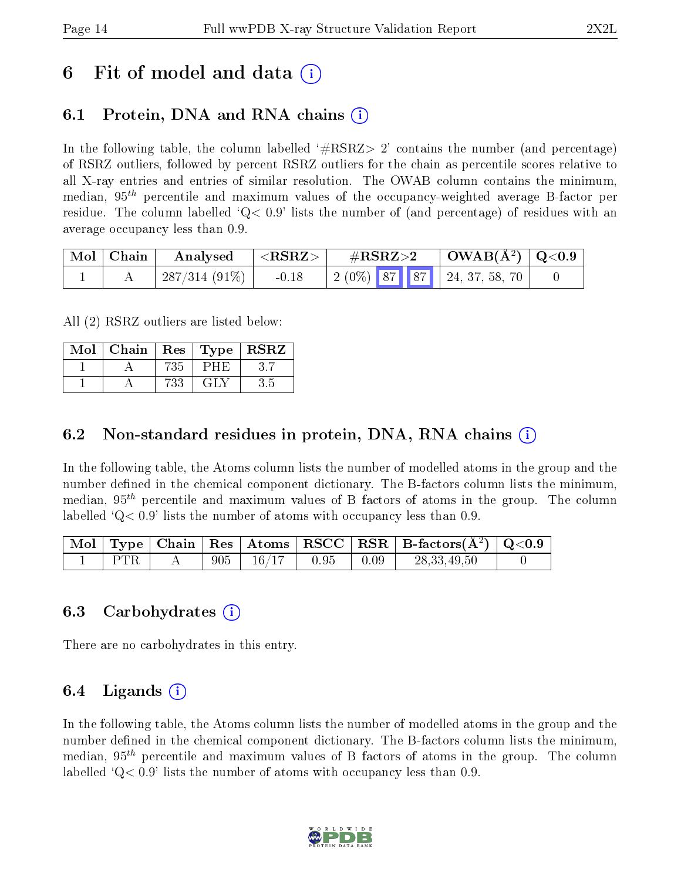# 6 Fit of model and data (i)

## 6.1 Protein, DNA and RNA chains (i)

In the following table, the column labelled '#RSRZ> 2' contains the number (and percentage) of RSRZ outliers, followed by percent RSRZ outliers for the chain as percentile scores relative to all X-ray entries and entries of similar resolution. The OWAB column contains the minimum, median, $95^{th}$ percentile and maximum values of the occupancy-weighted average B-factor per residue. The column labelled 'Q< 0.9' lists the number of (and percentage) of residues with an average occupancy less than 0.9.

| Mol | Chain | Analysed | <RSRZ> | #RSRZ>2 | | | OWAB(Å$^2$) | Q<0.9 |
|---|---|---|---|---|---|---|---|---|
| 1 | A | 287/314 (91%) | -0.18 | 2 (0%) | 87 | 87 | 24, 37, 58, 70 | 0 |

All (2) RSRZ outliers are listed below:

| Mol | Chain | Res | Type | RSRZ |
|---|---|---|---|---|
| 1 | A | 735 | PHE | 3.7 |
| 1 | A | 733 | GLY | 3.5 |

## 6.2 Non-standard residues in protein, DNA, RNA chains (i)

In the following table, the Atoms column lists the number of modelled atoms in the group and the number defined in the chemical component dictionary. The B-factors column lists the minimum, median, $95^{th}$ percentile and maximum values of B factors of atoms in the group. The column labelled 'Q< 0.9' lists the number of atoms with occupancy less than 0.9.

| Mol | Type | Chain | Res | Atoms | RSCC | RSR | B-factors(Å$^2$) | Q<0.9 |
|---|---|---|---|---|---|---|---|---|
| 1 | PTR | A | 905 | 16/17 | 0.95 | 0.09 | 28,33,49,50 | 0 |

## 6.3 Carbohydrates (i)

There are no carbohydrates in this entry.

## 6.4 Ligands (i)

In the following table, the Atoms column lists the number of modelled atoms in the group and the number defined in the chemical component dictionary. The B-factors column lists the minimum, median, $95^{th}$ percentile and maximum values of B factors of atoms in the group. The column labelled 'Q< 0.9' lists the number of atoms with occupancy less than 0.9.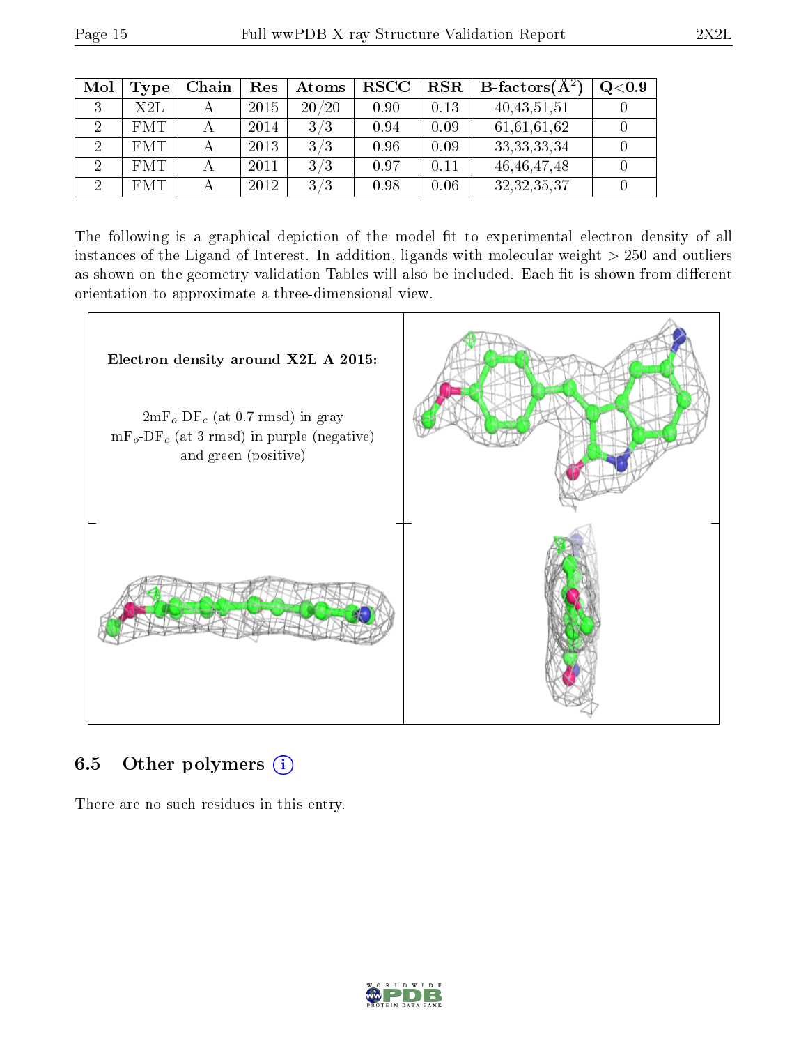| Mol | Type | Chain | Res | Atoms | RSCC | RSR | B-factors($\AA^2$) | Q<0.9 |
|---|---|---|---|---|---|---|---|---|
| 3 | X2L | A | 2015 | 20/20 | 0.90 | 0.13 | 40,43,51,51 | 0 |
| 2 | FMT | A | 2014 | 3/3 | 0.94 | 0.09 | 61,61,61,62 | 0 |
| 2 | FMT | A | 2013 | 3/3 | 0.96 | 0.09 | 33,33,33,34 | 0 |
| 2 | FMT | A | 2011 | 3/3 | 0.97 | 0.11 | 46,46,47,48 | 0 |
| 2 | FMT | A | 2012 | 3/3 | 0.98 | 0.06 | 32,32,35,37 | 0 |

The following is a graphical depiction of the model fit to experimental electron density of all instances of the Ligand of Interest. In addition, ligands with molecular weight > 250 and outliers as shown on the geometry validation Tables will also be included. Each fit is shown from different orientation to approximate a three-dimensional view.

**Electron density around X2L A 2015:**

$2mF_o$-$DF_c$ (at 0.7 rmsd) in gray
$mF_o$-$DF_c$ (at 3 rmsd) in purple (negative) and green (positive)

## 6.5 Other polymers

There are no such residues in this entry.